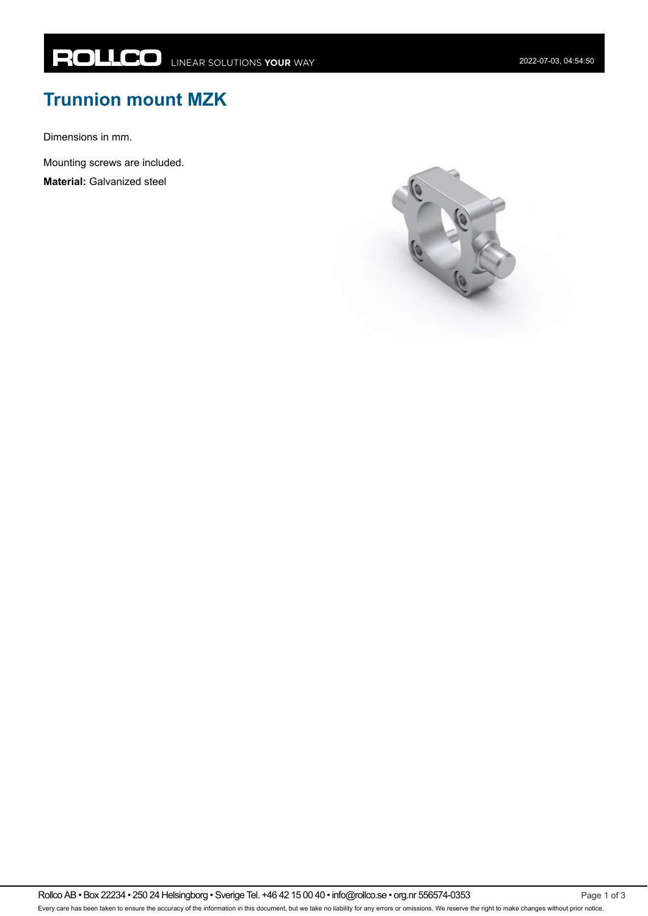# Trunnion mount MZK

Dimensions in mm.

Mounting screws are included.

**Material:** Galvanized steel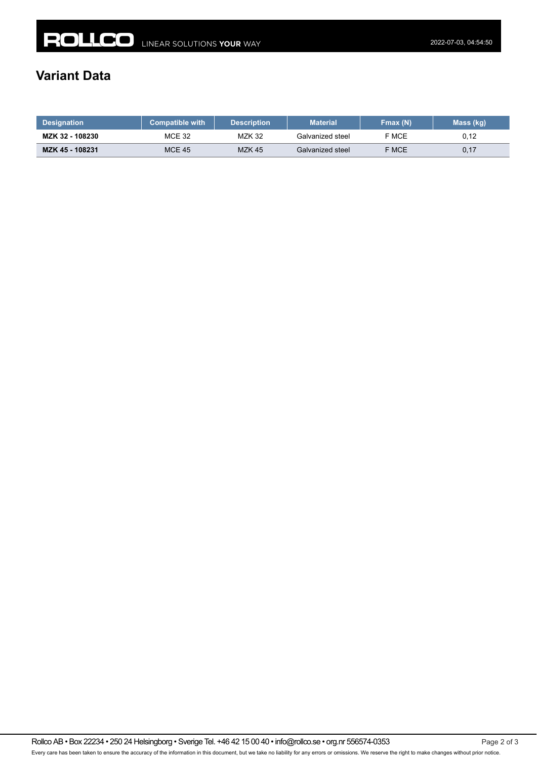## Variant Data

| Designation | Compatible with | Description | Material | Fmax (N) | Mass (kg) |
|---|---|---|---|---|---|
| **MZK 32 - 108230** | MCE 32 | MZK 32 | Galvanized steel | F MCE | 0,12 |
| **MZK 45 - 108231** | MCE 45 | MZK 45 | Galvanized steel | F MCE | 0,17 |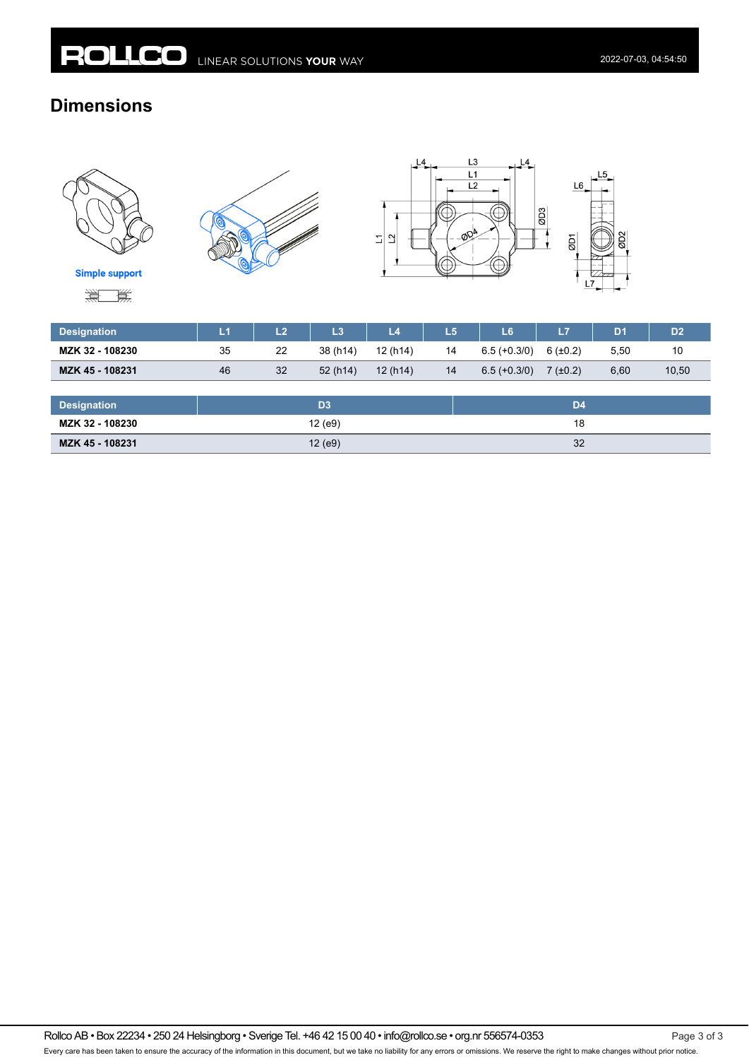# Dimensions

Simple support

| Designation | L1 | L2 | L3 | L4 | L5 | L6 | L7 | D1 | D2 |
|---|---|---|---|---|---|---|---|---|---|
| **MZK 32 - 108230** | 35 | 22 | 38 (h14) | 12 (h14) | 14 | 6.5 (+0.3/0) | 6 (±0.2) | 5,50 | 10 |
| **MZK 45 - 108231** | 46 | 32 | 52 (h14) | 12 (h14) | 14 | 6.5 (+0.3/0) | 7 (±0.2) | 6,60 | 10,50 |

| Designation | D3 | D4 |
|---|---|---|
| **MZK 32 - 108230** | 12 (e9) | 18 |
| **MZK 45 - 108231** | 12 (e9) | 32 |

Rollco AB • Box 22234 • 250 24 Helsingborg • Sverige Tel. +46 42 15 00 40 • info@rollco.se • org.nr 556574-0353

Every care has been taken to ensure the accuracy of the information in this document, but we take no liability for any errors or omissions. We reserve the right to make changes without prior notice.